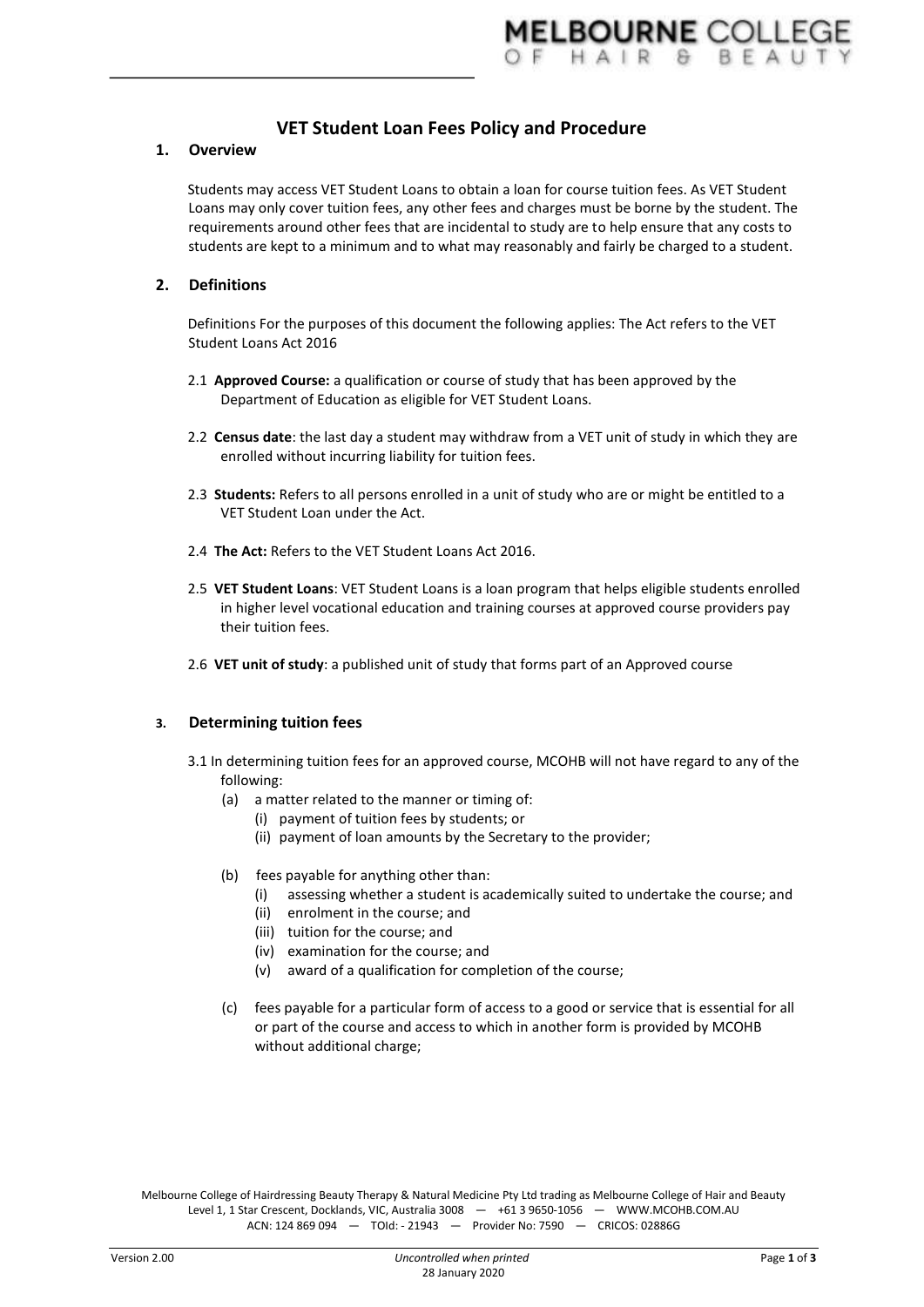# VET Student Loan Fees Policy and Procedure

## 1. Overview

Students may access VET Student Loans to obtain a loan for course tuition fees. As VET Student Loans may only cover tuition fees, any other fees and charges must be borne by the student. The requirements around other fees that are incidental to study are to help ensure that any costs to students are kept to a minimum and to what may reasonably and fairly be charged to a student.

## 2. Definitions

Definitions For the purposes of this document the following applies: The Act refers to the VET Student Loans Act 2016

2.1 **Approved Course:** a qualification or course of study that has been approved by the Department of Education as eligible for VET Student Loans.

2.2 **Census date**: the last day a student may withdraw from a VET unit of study in which they are enrolled without incurring liability for tuition fees.

2.3 **Students:** Refers to all persons enrolled in a unit of study who are or might be entitled to a VET Student Loan under the Act.

2.4 **The Act:** Refers to the VET Student Loans Act 2016.

2.5 **VET Student Loans**: VET Student Loans is a loan program that helps eligible students enrolled in higher level vocational education and training courses at approved course providers pay their tuition fees.

2.6 **VET unit of study**: a published unit of study that forms part of an Approved course

## 3. Determining tuition fees

3.1 In determining tuition fees for an approved course, MCOHB will not have regard to any of the following:

- (a) a matter related to the manner or timing of:
  - (i) payment of tuition fees by students; or
  - (ii) payment of loan amounts by the Secretary to the provider;
- (b) fees payable for anything other than:
  - (i) assessing whether a student is academically suited to undertake the course; and
  - (ii) enrolment in the course; and
  - (iii) tuition for the course; and
  - (iv) examination for the course; and
  - (v) award of a qualification for completion of the course;
- (c) fees payable for a particular form of access to a good or service that is essential for all or part of the course and access to which in another form is provided by MCOHB without additional charge;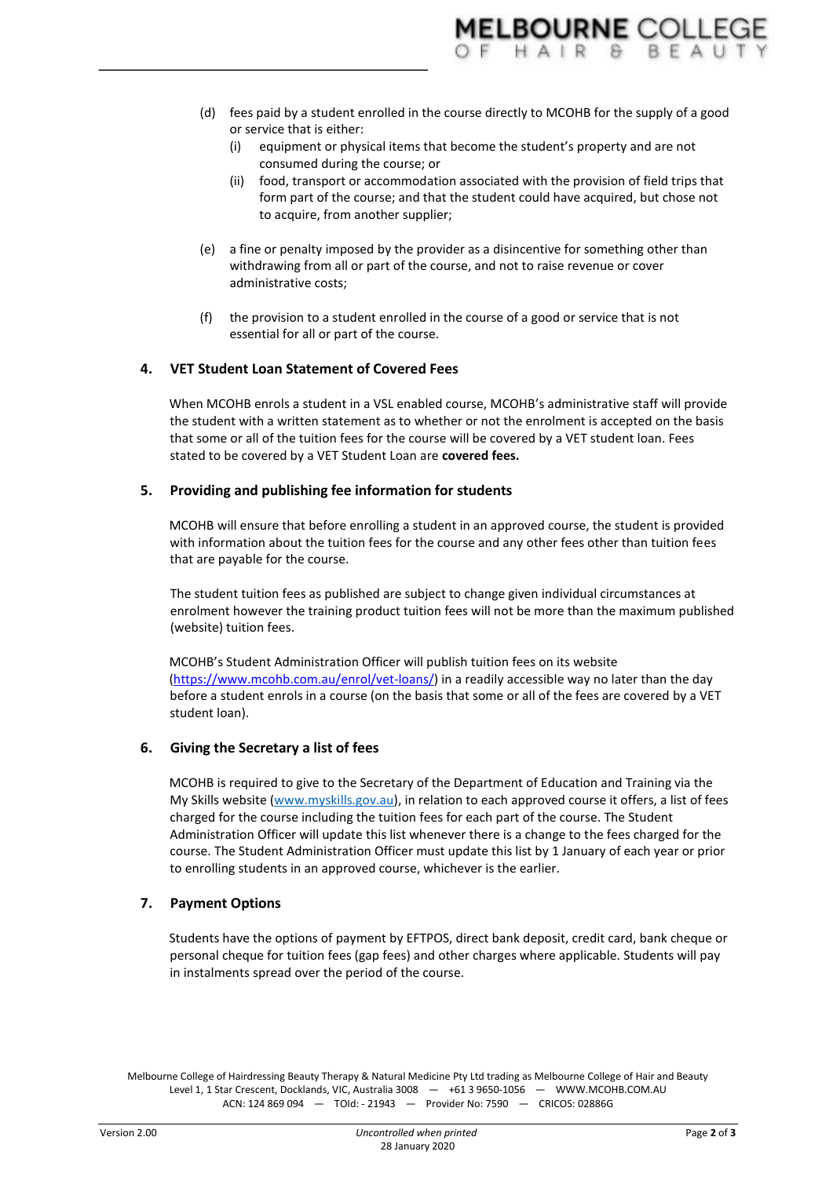(d) fees paid by a student enrolled in the course directly to MCOHB for the supply of a good or service that is either:
   (i) equipment or physical items that become the student's property and are not consumed during the course; or
   (ii) food, transport or accommodation associated with the provision of field trips that form part of the course; and that the student could have acquired, but chose not to acquire, from another supplier;

(e) a fine or penalty imposed by the provider as a disincentive for something other than withdrawing from all or part of the course, and not to raise revenue or cover administrative costs;

(f) the provision to a student enrolled in the course of a good or service that is not essential for all or part of the course.

## 4. VET Student Loan Statement of Covered Fees

When MCOHB enrols a student in a VSL enabled course, MCOHB's administrative staff will provide the student with a written statement as to whether or not the enrolment is accepted on the basis that some or all of the tuition fees for the course will be covered by a VET student loan. Fees stated to be covered by a VET Student Loan are **covered fees.**

## 5. Providing and publishing fee information for students

MCOHB will ensure that before enrolling a student in an approved course, the student is provided with information about the tuition fees for the course and any other fees other than tuition fees that are payable for the course.

The student tuition fees as published are subject to change given individual circumstances at enrolment however the training product tuition fees will not be more than the maximum published (website) tuition fees.

MCOHB's Student Administration Officer will publish tuition fees on its website ([https://www.mcohb.com.au/enrol/vet-loans/](https://www.mcohb.com.au/enrol/vet-loans/)) in a readily accessible way no later than the day before a student enrols in a course (on the basis that some or all of the fees are covered by a VET student loan).

## 6. Giving the Secretary a list of fees

MCOHB is required to give to the Secretary of the Department of Education and Training via the My Skills website ([www.myskills.gov.au](www.myskills.gov.au)), in relation to each approved course it offers, a list of fees charged for the course including the tuition fees for each part of the course. The Student Administration Officer will update this list whenever there is a change to the fees charged for the course. The Student Administration Officer must update this list by 1 January of each year or prior to enrolling students in an approved course, whichever is the earlier.

## 7. Payment Options

Students have the options of payment by EFTPOS, direct bank deposit, credit card, bank cheque or personal cheque for tuition fees (gap fees) and other charges where applicable. Students will pay in instalments spread over the period of the course.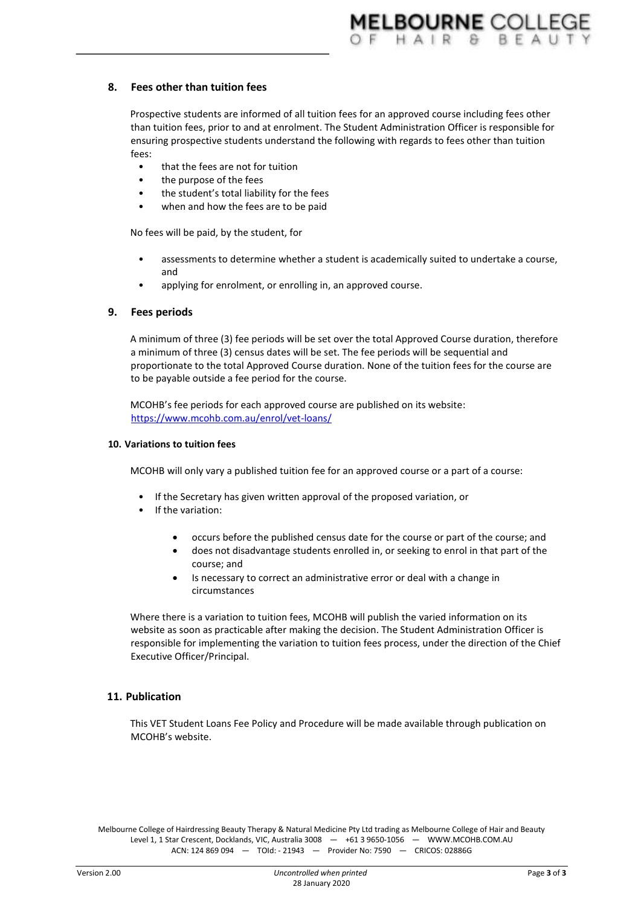## 8. Fees other than tuition fees

Prospective students are informed of all tuition fees for an approved course including fees other than tuition fees, prior to and at enrolment. The Student Administration Officer is responsible for ensuring prospective students understand the following with regards to fees other than tuition fees:

- that the fees are not for tuition
- the purpose of the fees
- the student's total liability for the fees
- when and how the fees are to be paid

No fees will be paid, by the student, for

- assessments to determine whether a student is academically suited to undertake a course, and
- applying for enrolment, or enrolling in, an approved course.

## 9. Fees periods

A minimum of three (3) fee periods will be set over the total Approved Course duration, therefore a minimum of three (3) census dates will be set. The fee periods will be sequential and proportionate to the total Approved Course duration. None of the tuition fees for the course are to be payable outside a fee period for the course.

MCOHB's fee periods for each approved course are published on its website: https://www.mcohb.com.au/enrol/vet-loans/

### 10. Variations to tuition fees

MCOHB will only vary a published tuition fee for an approved course or a part of a course:

- If the Secretary has given written approval of the proposed variation, or
- If the variation:
  - occurs before the published census date for the course or part of the course; and
  - does not disadvantage students enrolled in, or seeking to enrol in that part of the course; and
  - Is necessary to correct an administrative error or deal with a change in circumstances

Where there is a variation to tuition fees, MCOHB will publish the varied information on its website as soon as practicable after making the decision. The Student Administration Officer is responsible for implementing the variation to tuition fees process, under the direction of the Chief Executive Officer/Principal.

## 11. Publication

This VET Student Loans Fee Policy and Procedure will be made available through publication on MCOHB's website.